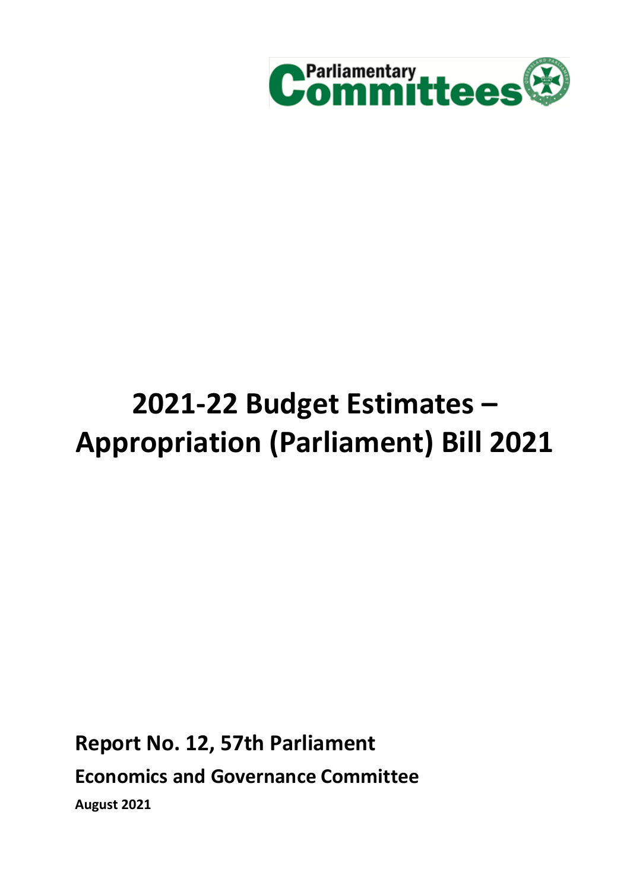Parliamentary Committees

# 2021-22 Budget Estimates – Appropriation (Parliament) Bill 2021

**Report No. 12, 57th Parliament**

**Economics and Governance Committee**

**August 2021**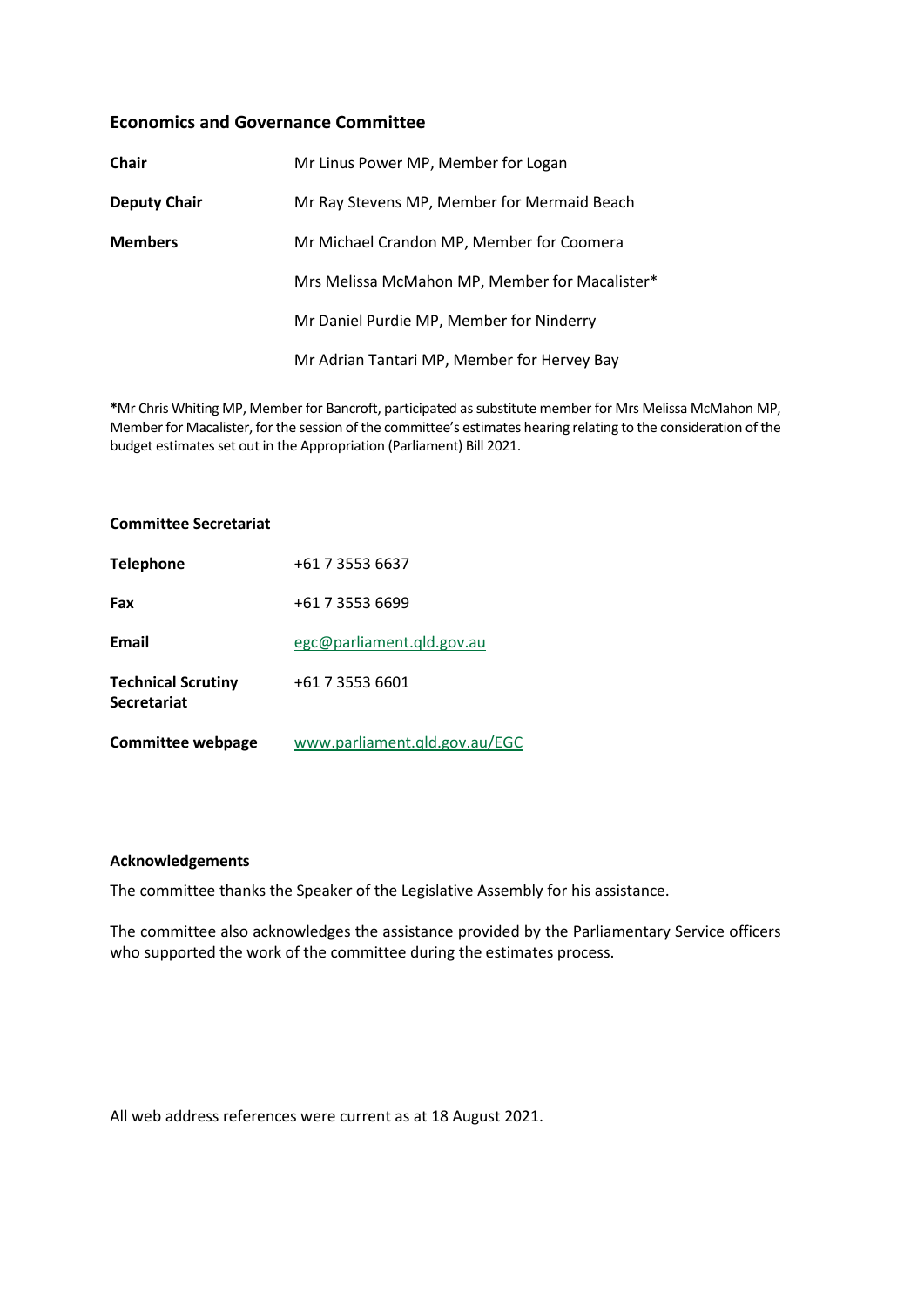## Economics and Governance Committee

| | |
|---|---|
| **Chair** | Mr Linus Power MP, Member for Logan |
| **Deputy Chair** | Mr Ray Stevens MP, Member for Mermaid Beach |
| **Members** | Mr Michael Crandon MP, Member for Coomera |
| | Mrs Melissa McMahon MP, Member for Macalister* |
| | Mr Daniel Purdie MP, Member for Ninderry |
| | Mr Adrian Tantari MP, Member for Hervey Bay |

***Mr Chris Whiting MP, Member for Bancroft, participated as substitute member for Mrs Melissa McMahon MP, Member for Macalister, for the session of the committee's estimates hearing relating to the consideration of the budget estimates set out in the Appropriation (Parliament) Bill 2021.

### Committee Secretariat

| | |
|---|---|
| **Telephone** | +61 7 3553 6637 |
| **Fax** | +61 7 3553 6699 |
| **Email** | egc@parliament.qld.gov.au |
| **Technical Scrutiny Secretariat** | +61 7 3553 6601 |
| **Committee webpage** | www.parliament.qld.gov.au/EGC |

### Acknowledgements

The committee thanks the Speaker of the Legislative Assembly for his assistance.

The committee also acknowledges the assistance provided by the Parliamentary Service officers who supported the work of the committee during the estimates process.

All web address references were current as at 18 August 2021.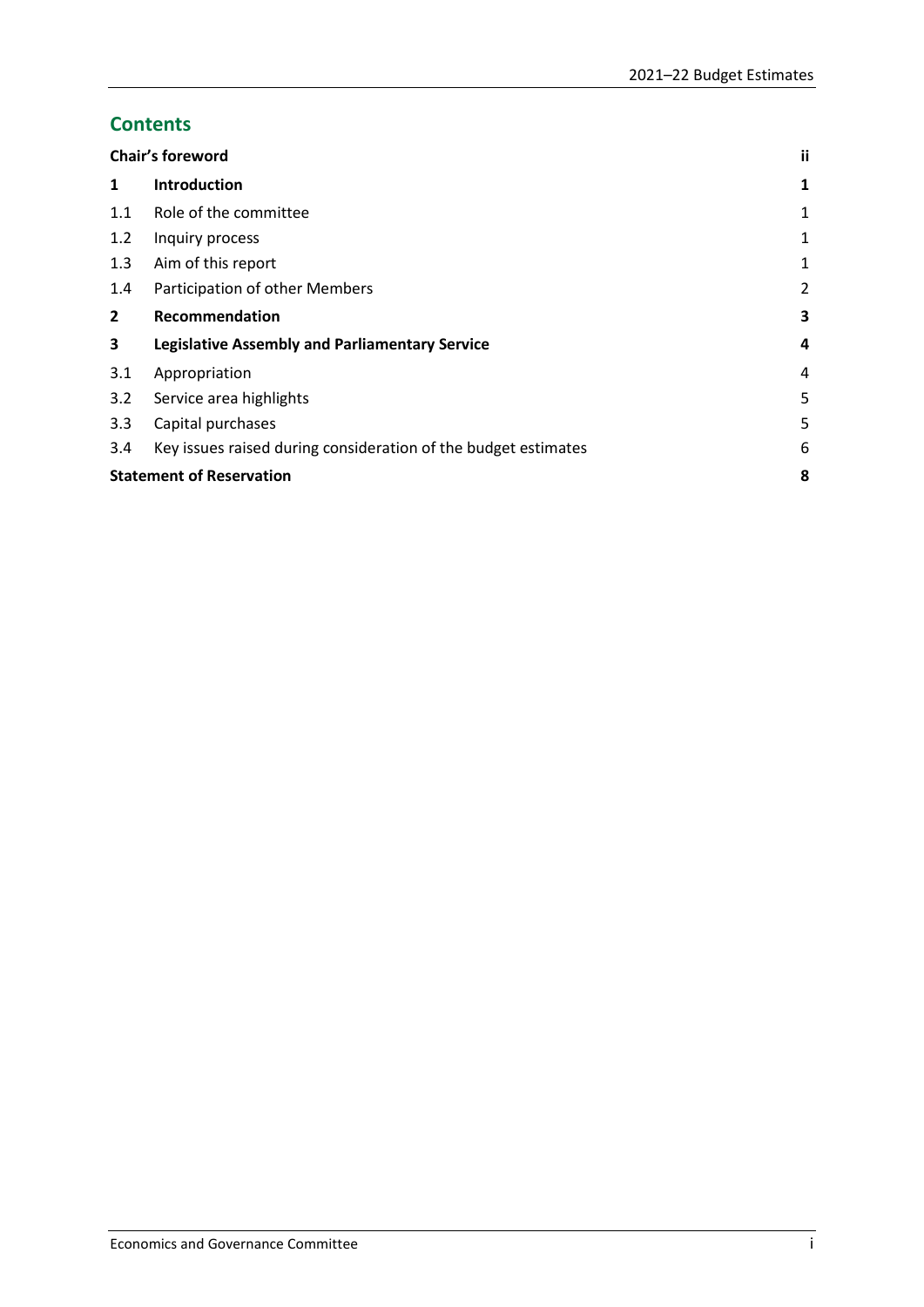## Contents

| | | |
|---|---|---|
| **Chair's foreword** | | **ii** |
| **1** | **Introduction** | **1** |
| 1.1 | Role of the committee | 1 |
| 1.2 | Inquiry process | 1 |
| 1.3 | Aim of this report | 1 |
| 1.4 | Participation of other Members | 2 |
| **2** | **Recommendation** | **3** |
| **3** | **Legislative Assembly and Parliamentary Service** | **4** |
| 3.1 | Appropriation | 4 |
| 3.2 | Service area highlights | 5 |
| 3.3 | Capital purchases | 5 |
| 3.4 | Key issues raised during consideration of the budget estimates | 6 |
| **Statement of Reservation** | | **8** |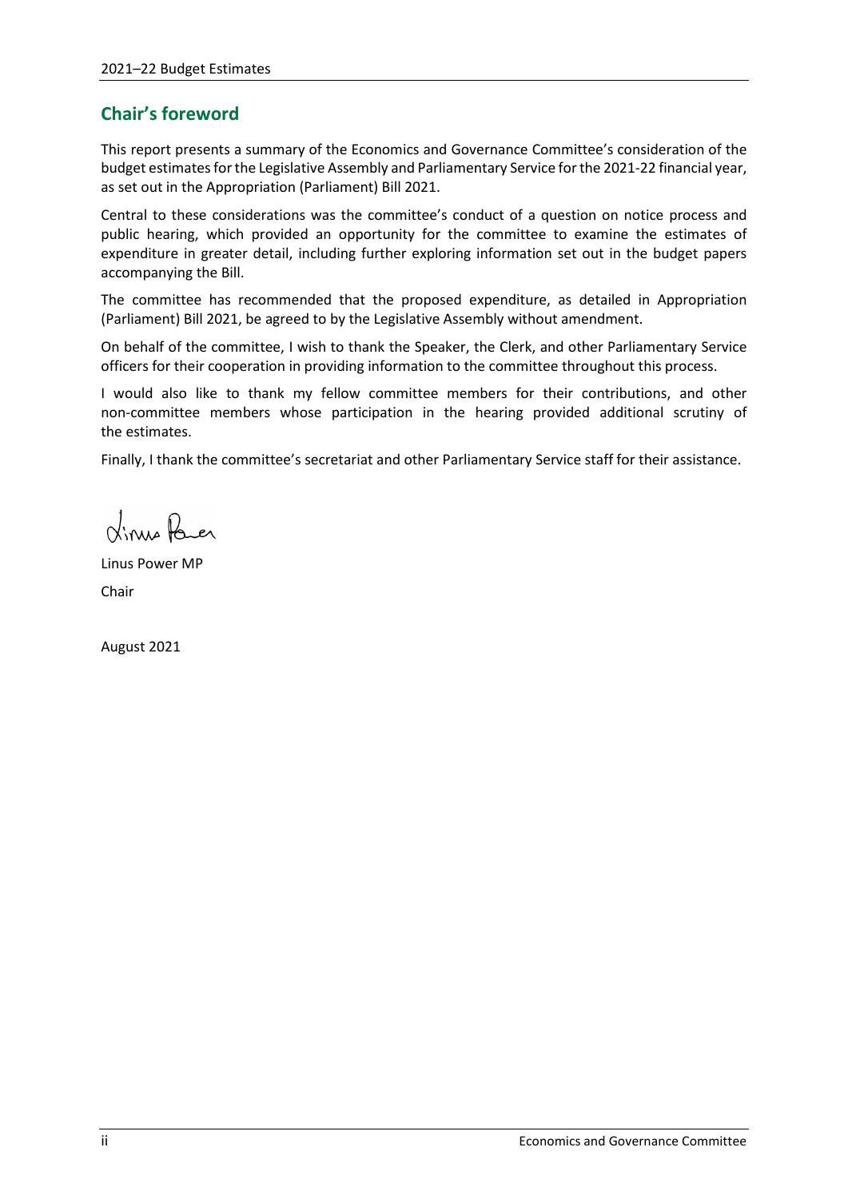## Chair's foreword

This report presents a summary of the Economics and Governance Committee's consideration of the budget estimates for the Legislative Assembly and Parliamentary Service for the 2021-22 financial year, as set out in the Appropriation (Parliament) Bill 2021.

Central to these considerations was the committee's conduct of a question on notice process and public hearing, which provided an opportunity for the committee to examine the estimates of expenditure in greater detail, including further exploring information set out in the budget papers accompanying the Bill.

The committee has recommended that the proposed expenditure, as detailed in Appropriation (Parliament) Bill 2021, be agreed to by the Legislative Assembly without amendment.

On behalf of the committee, I wish to thank the Speaker, the Clerk, and other Parliamentary Service officers for their cooperation in providing information to the committee throughout this process.

I would also like to thank my fellow committee members for their contributions, and other non-committee members whose participation in the hearing provided additional scrutiny of the estimates.

Finally, I thank the committee's secretariat and other Parliamentary Service staff for their assistance.

Linus Power MP

Chair

August 2021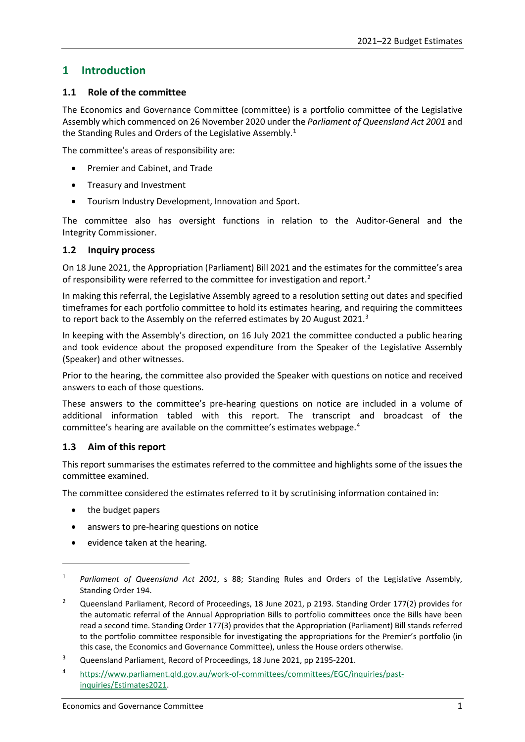# 1 Introduction

## 1.1 Role of the committee

The Economics and Governance Committee (committee) is a portfolio committee of the Legislative Assembly which commenced on 26 November 2020 under the *Parliament of Queensland Act 2001* and the Standing Rules and Orders of the Legislative Assembly.[1]

The committee's areas of responsibility are:

- Premier and Cabinet, and Trade
- Treasury and Investment
- Tourism Industry Development, Innovation and Sport.

The committee also has oversight functions in relation to the Auditor-General and the Integrity Commissioner.

## 1.2 Inquiry process

On 18 June 2021, the Appropriation (Parliament) Bill 2021 and the estimates for the committee's area of responsibility were referred to the committee for investigation and report.[2]

In making this referral, the Legislative Assembly agreed to a resolution setting out dates and specified timeframes for each portfolio committee to hold its estimates hearing, and requiring the committees to report back to the Assembly on the referred estimates by 20 August 2021.[3]

In keeping with the Assembly's direction, on 16 July 2021 the committee conducted a public hearing and took evidence about the proposed expenditure from the Speaker of the Legislative Assembly (Speaker) and other witnesses.

Prior to the hearing, the committee also provided the Speaker with questions on notice and received answers to each of those questions.

These answers to the committee's pre-hearing questions on notice are included in a volume of additional information tabled with this report. The transcript and broadcast of the committee's hearing are available on the committee's estimates webpage.[4]

## 1.3 Aim of this report

This report summarises the estimates referred to the committee and highlights some of the issues the committee examined.

The committee considered the estimates referred to it by scrutinising information contained in:

- the budget papers
- answers to pre-hearing questions on notice
- evidence taken at the hearing.

---

[1] *Parliament of Queensland Act 2001*, s 88; Standing Rules and Orders of the Legislative Assembly, Standing Order 194.

[2] Queensland Parliament, Record of Proceedings, 18 June 2021, p 2193. Standing Order 177(2) provides for the automatic referral of the Annual Appropriation Bills to portfolio committees once the Bills have been read a second time. Standing Order 177(3) provides that the Appropriation (Parliament) Bill stands referred to the portfolio committee responsible for investigating the appropriations for the Premier's portfolio (in this case, the Economics and Governance Committee), unless the House orders otherwise.

[3] Queensland Parliament, Record of Proceedings, 18 June 2021, pp 2195-2201.

[4] https://www.parliament.qld.gov.au/work-of-committees/committees/EGC/inquiries/past-inquiries/Estimates2021.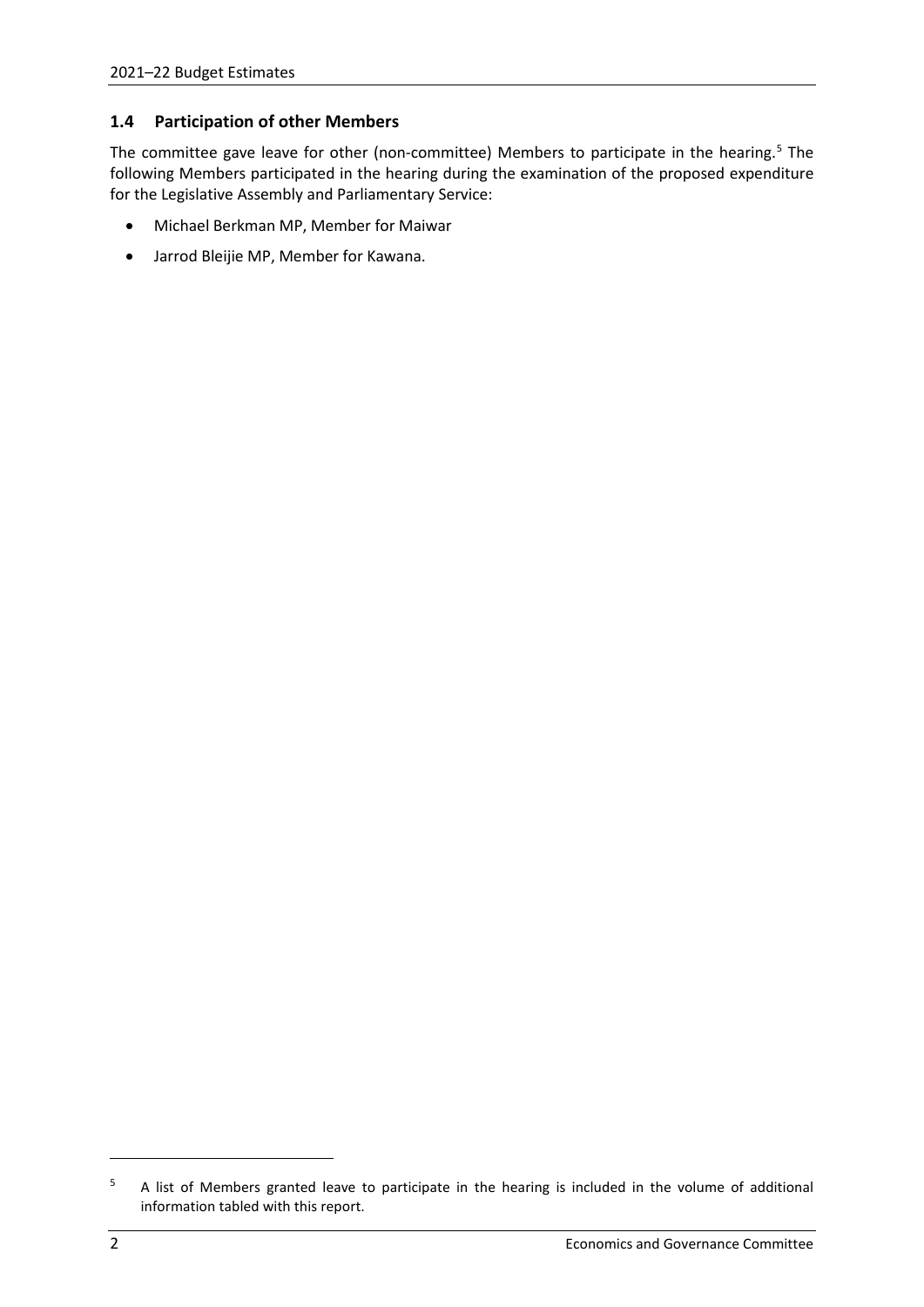## 1.4 Participation of other Members

The committee gave leave for other (non-committee) Members to participate in the hearing.[5] The following Members participated in the hearing during the examination of the proposed expenditure for the Legislative Assembly and Parliamentary Service:

- Michael Berkman MP, Member for Maiwar
- Jarrod Bleijie MP, Member for Kawana.

---

[5] A list of Members granted leave to participate in the hearing is included in the volume of additional information tabled with this report.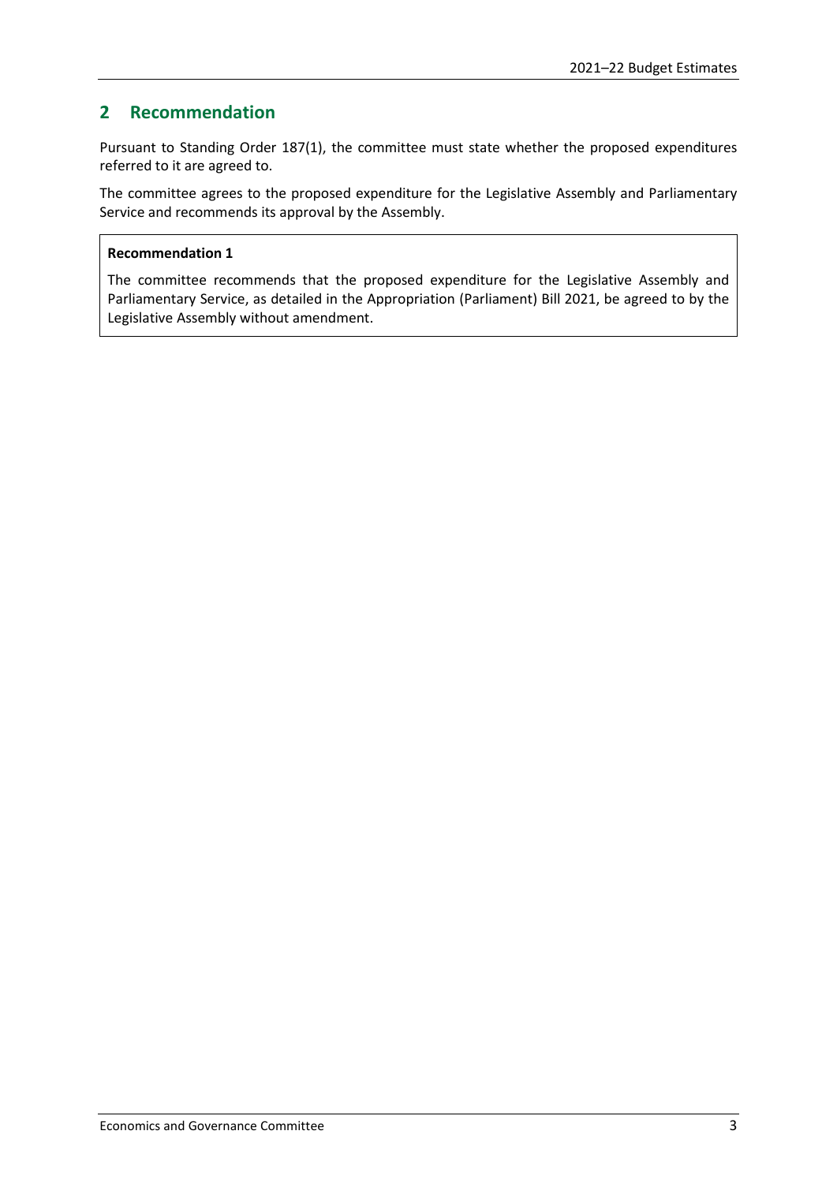## 2 Recommendation

Pursuant to Standing Order 187(1), the committee must state whether the proposed expenditures referred to it are agreed to.

The committee agrees to the proposed expenditure for the Legislative Assembly and Parliamentary Service and recommends its approval by the Assembly.

> **Recommendation 1**
>
> The committee recommends that the proposed expenditure for the Legislative Assembly and Parliamentary Service, as detailed in the Appropriation (Parliament) Bill 2021, be agreed to by the Legislative Assembly without amendment.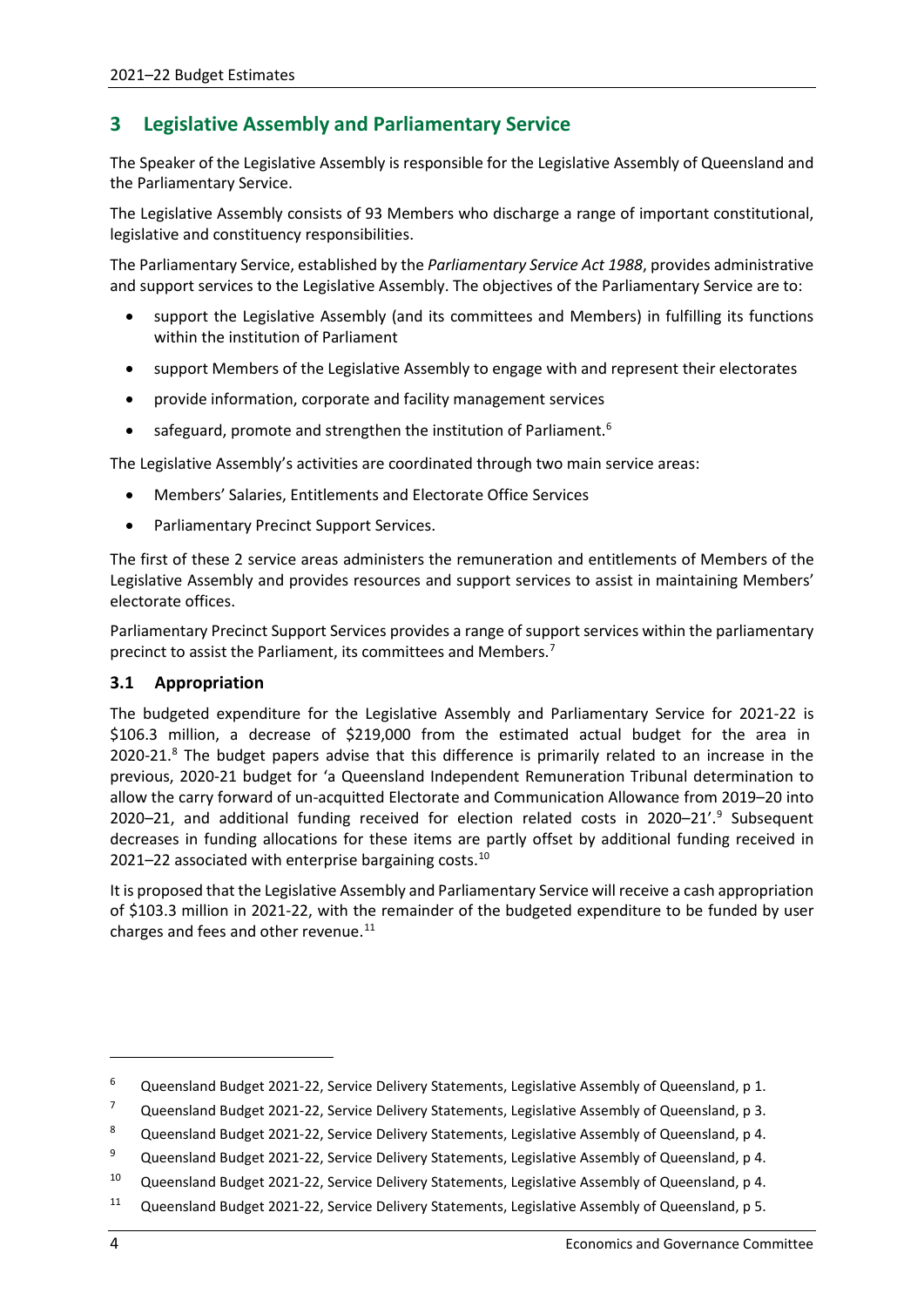## 3 Legislative Assembly and Parliamentary Service

The Speaker of the Legislative Assembly is responsible for the Legislative Assembly of Queensland and the Parliamentary Service.

The Legislative Assembly consists of 93 Members who discharge a range of important constitutional, legislative and constituency responsibilities.

The Parliamentary Service, established by the *Parliamentary Service Act 1988*, provides administrative and support services to the Legislative Assembly. The objectives of the Parliamentary Service are to:

- support the Legislative Assembly (and its committees and Members) in fulfilling its functions within the institution of Parliament
- support Members of the Legislative Assembly to engage with and represent their electorates
- provide information, corporate and facility management services
- safeguard, promote and strengthen the institution of Parliament.[6]

The Legislative Assembly's activities are coordinated through two main service areas:

- Members' Salaries, Entitlements and Electorate Office Services
- Parliamentary Precinct Support Services.

The first of these 2 service areas administers the remuneration and entitlements of Members of the Legislative Assembly and provides resources and support services to assist in maintaining Members' electorate offices.

Parliamentary Precinct Support Services provides a range of support services within the parliamentary precinct to assist the Parliament, its committees and Members.[7]

### 3.1 Appropriation

The budgeted expenditure for the Legislative Assembly and Parliamentary Service for 2021-22 is $106.3 million, a decrease of $219,000 from the estimated actual budget for the area in 2020-21.[8] The budget papers advise that this difference is primarily related to an increase in the previous, 2020-21 budget for 'a Queensland Independent Remuneration Tribunal determination to allow the carry forward of un-acquitted Electorate and Communication Allowance from 2019–20 into 2020–21, and additional funding received for election related costs in 2020–21'.[9] Subsequent decreases in funding allocations for these items are partly offset by additional funding received in 2021–22 associated with enterprise bargaining costs.[10]

It is proposed that the Legislative Assembly and Parliamentary Service will receive a cash appropriation of $103.3 million in 2021-22, with the remainder of the budgeted expenditure to be funded by user charges and fees and other revenue.[11]

---

[6] Queensland Budget 2021-22, Service Delivery Statements, Legislative Assembly of Queensland, p 1.

[7] Queensland Budget 2021-22, Service Delivery Statements, Legislative Assembly of Queensland, p 3.

[8] Queensland Budget 2021-22, Service Delivery Statements, Legislative Assembly of Queensland, p 4.

[9] Queensland Budget 2021-22, Service Delivery Statements, Legislative Assembly of Queensland, p 4.

[10] Queensland Budget 2021-22, Service Delivery Statements, Legislative Assembly of Queensland, p 4.

[11] Queensland Budget 2021-22, Service Delivery Statements, Legislative Assembly of Queensland, p 5.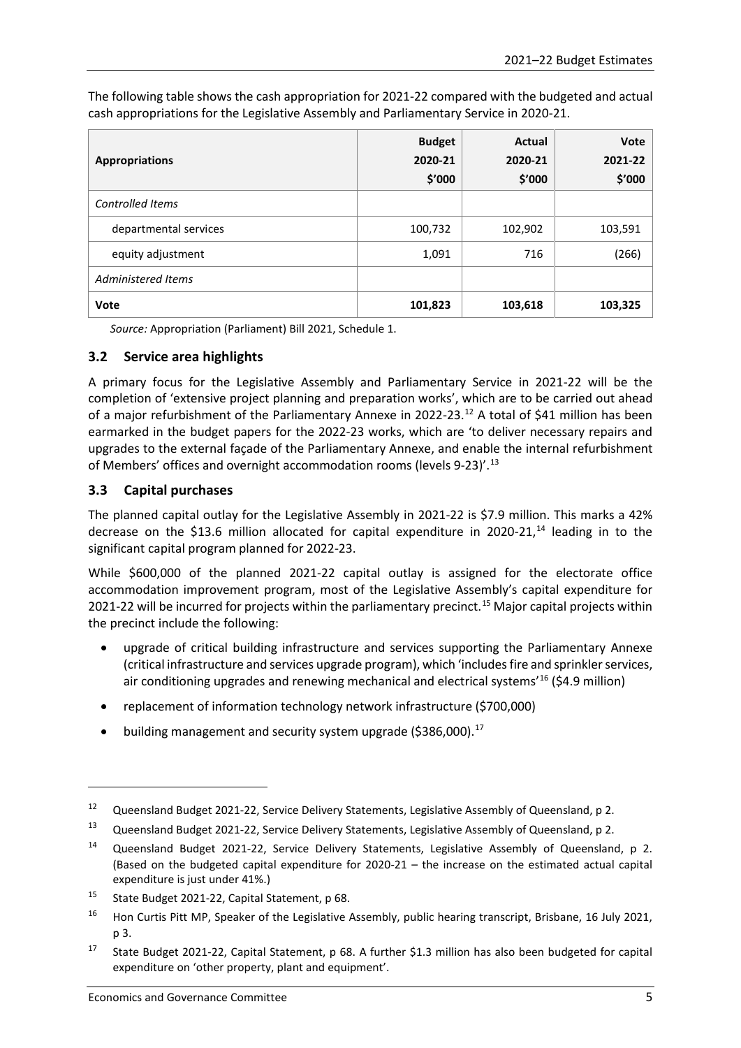The following table shows the cash appropriation for 2021-22 compared with the budgeted and actual cash appropriations for the Legislative Assembly and Parliamentary Service in 2020-21.

| Appropriations | Budget 2020-21 $'000 | Actual 2020-21 $'000 | Vote 2021-22 $'000 |
|---|---|---|---|
| *Controlled Items* | | | |
| departmental services | 100,732 | 102,902 | 103,591 |
| equity adjustment | 1,091 | 716 | (266) |
| *Administered Items* | | | |
| **Vote** | **101,823** | **103,618** | **103,325** |

*Source:* Appropriation (Parliament) Bill 2021, Schedule 1.

## 3.2 Service area highlights

A primary focus for the Legislative Assembly and Parliamentary Service in 2021-22 will be the completion of 'extensive project planning and preparation works', which are to be carried out ahead of a major refurbishment of the Parliamentary Annexe in 2022-23.[12] A total of $41 million has been earmarked in the budget papers for the 2022-23 works, which are 'to deliver necessary repairs and upgrades to the external façade of the Parliamentary Annexe, and enable the internal refurbishment of Members' offices and overnight accommodation rooms (levels 9-23)'.[13]

## 3.3 Capital purchases

The planned capital outlay for the Legislative Assembly in 2021-22 is $7.9 million. This marks a 42% decrease on the $13.6 million allocated for capital expenditure in 2020-21,[14] leading in to the significant capital program planned for 2022-23.

While $600,000 of the planned 2021-22 capital outlay is assigned for the electorate office accommodation improvement program, most of the Legislative Assembly's capital expenditure for 2021-22 will be incurred for projects within the parliamentary precinct.[15] Major capital projects within the precinct include the following:

- upgrade of critical building infrastructure and services supporting the Parliamentary Annexe (critical infrastructure and services upgrade program), which 'includes fire and sprinkler services, air conditioning upgrades and renewing mechanical and electrical systems'[16] ($4.9 million)
- replacement of information technology network infrastructure ($700,000)
- building management and security system upgrade ($386,000).[17]

---

[12] Queensland Budget 2021-22, Service Delivery Statements, Legislative Assembly of Queensland, p 2.

[13] Queensland Budget 2021-22, Service Delivery Statements, Legislative Assembly of Queensland, p 2.

[14] Queensland Budget 2021-22, Service Delivery Statements, Legislative Assembly of Queensland, p 2. (Based on the budgeted capital expenditure for 2020-21 – the increase on the estimated actual capital expenditure is just under 41%.)

[15] State Budget 2021-22, Capital Statement, p 68.

[16] Hon Curtis Pitt MP, Speaker of the Legislative Assembly, public hearing transcript, Brisbane, 16 July 2021, p 3.

[17] State Budget 2021-22, Capital Statement, p 68. A further $1.3 million has also been budgeted for capital expenditure on 'other property, plant and equipment'.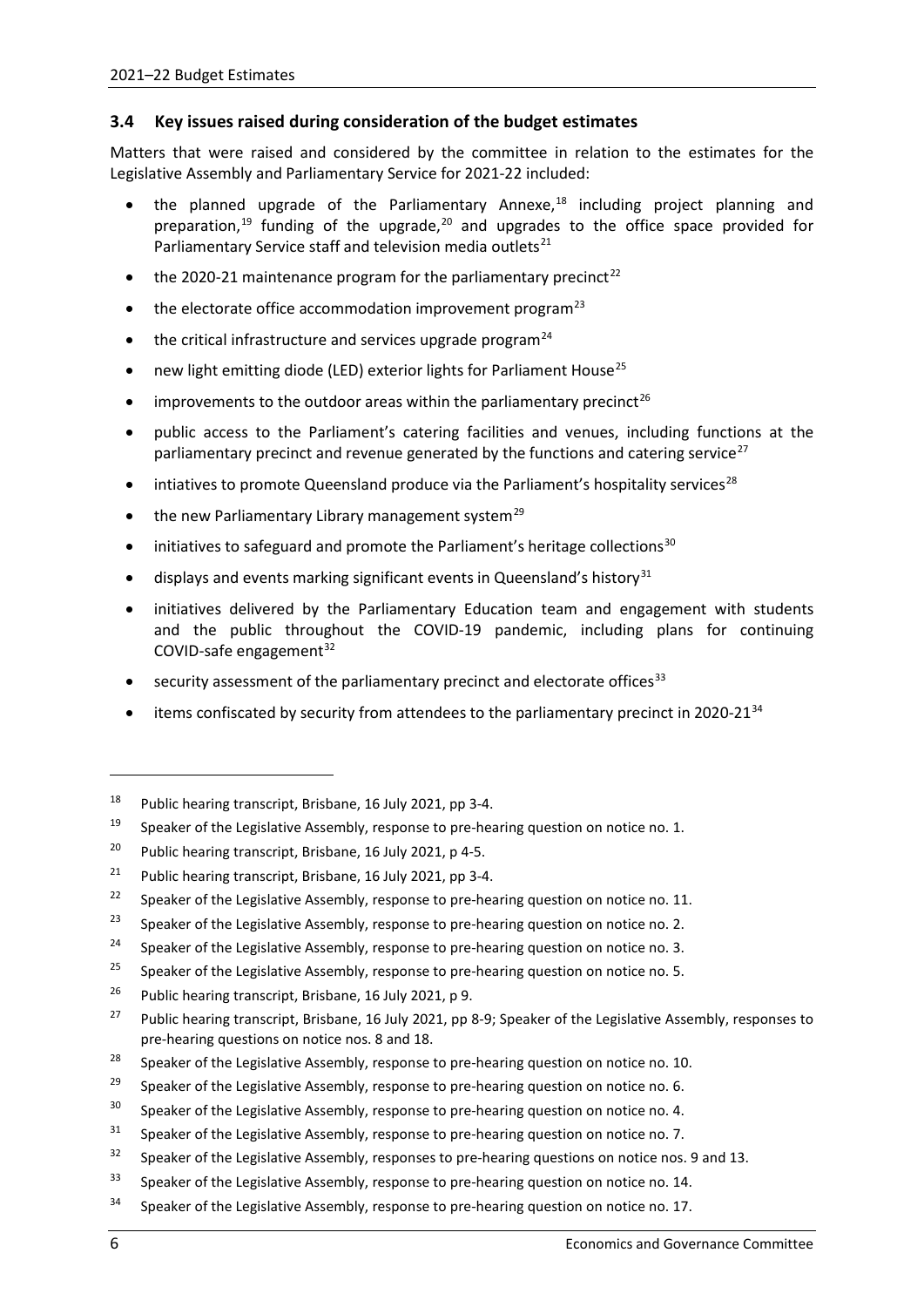### 3.4 Key issues raised during consideration of the budget estimates

Matters that were raised and considered by the committee in relation to the estimates for the Legislative Assembly and Parliamentary Service for 2021-22 included:

- the planned upgrade of the Parliamentary Annexe,[18] including project planning and preparation,[19] funding of the upgrade,[20] and upgrades to the office space provided for Parliamentary Service staff and television media outlets[21]
- the 2020-21 maintenance program for the parliamentary precinct[22]
- the electorate office accommodation improvement program[23]
- the critical infrastructure and services upgrade program[24]
- new light emitting diode (LED) exterior lights for Parliament House[25]
- improvements to the outdoor areas within the parliamentary precinct[26]
- public access to the Parliament's catering facilities and venues, including functions at the parliamentary precinct and revenue generated by the functions and catering service[27]
- intiatives to promote Queensland produce via the Parliament's hospitality services[28]
- the new Parliamentary Library management system[29]
- initiatives to safeguard and promote the Parliament's heritage collections[30]
- displays and events marking significant events in Queensland's history[31]
- initiatives delivered by the Parliamentary Education team and engagement with students and the public throughout the COVID-19 pandemic, including plans for continuing COVID-safe engagement[32]
- security assessment of the parliamentary precinct and electorate offices[33]
- items confiscated by security from attendees to the parliamentary precinct in 2020-21[34]

---

[18] Public hearing transcript, Brisbane, 16 July 2021, pp 3-4.

[19] Speaker of the Legislative Assembly, response to pre-hearing question on notice no. 1.

[20] Public hearing transcript, Brisbane, 16 July 2021, p 4-5.

[21] Public hearing transcript, Brisbane, 16 July 2021, pp 3-4.

[22] Speaker of the Legislative Assembly, response to pre-hearing question on notice no. 11.

[23] Speaker of the Legislative Assembly, response to pre-hearing question on notice no. 2.

[24] Speaker of the Legislative Assembly, response to pre-hearing question on notice no. 3.

[25] Speaker of the Legislative Assembly, response to pre-hearing question on notice no. 5.

[26] Public hearing transcript, Brisbane, 16 July 2021, p 9.

[27] Public hearing transcript, Brisbane, 16 July 2021, pp 8-9; Speaker of the Legislative Assembly, responses to pre-hearing questions on notice nos. 8 and 18.

[28] Speaker of the Legislative Assembly, response to pre-hearing question on notice no. 10.

[29] Speaker of the Legislative Assembly, response to pre-hearing question on notice no. 6.

[30] Speaker of the Legislative Assembly, response to pre-hearing question on notice no. 4.

[31] Speaker of the Legislative Assembly, response to pre-hearing question on notice no. 7.

[32] Speaker of the Legislative Assembly, responses to pre-hearing questions on notice nos. 9 and 13.

[33] Speaker of the Legislative Assembly, response to pre-hearing question on notice no. 14.

[34] Speaker of the Legislative Assembly, response to pre-hearing question on notice no. 17.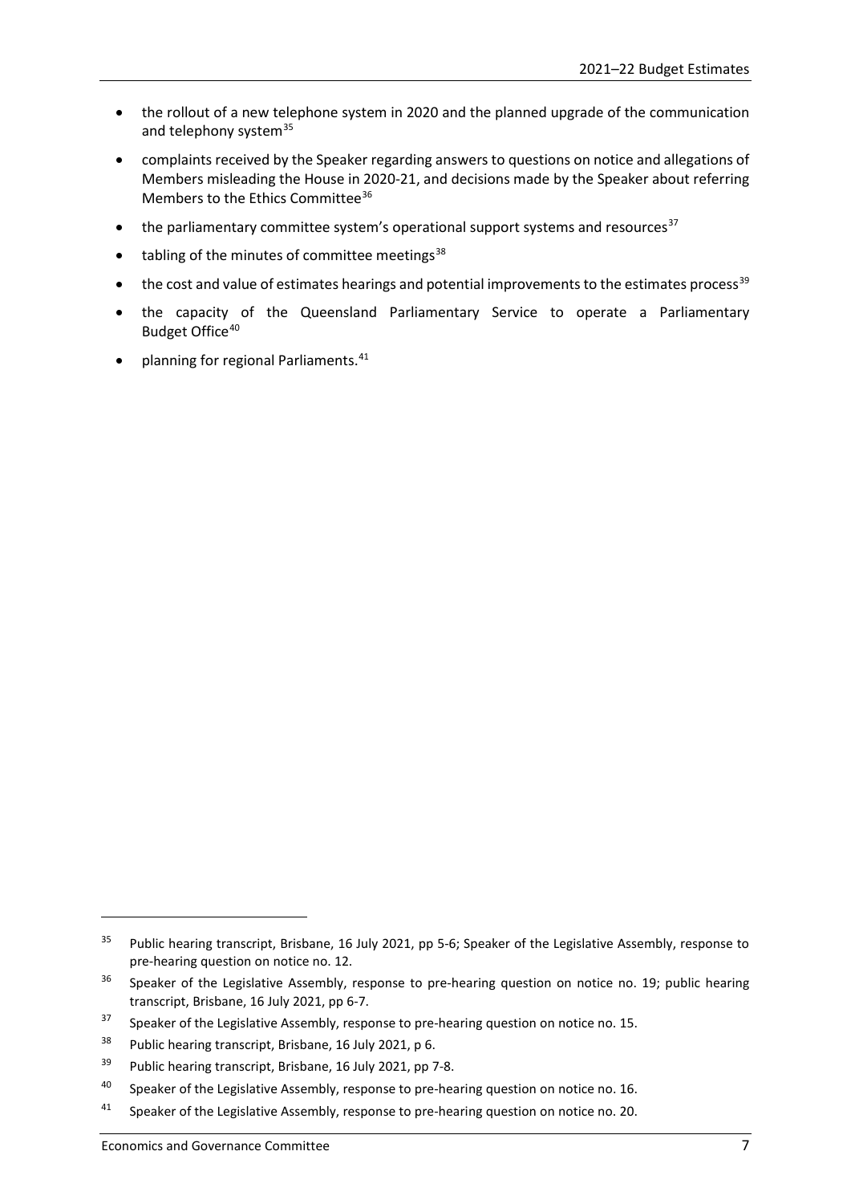- the rollout of a new telephone system in 2020 and the planned upgrade of the communication and telephony system[35]
- complaints received by the Speaker regarding answers to questions on notice and allegations of Members misleading the House in 2020-21, and decisions made by the Speaker about referring Members to the Ethics Committee[36]
- the parliamentary committee system's operational support systems and resources[37]
- tabling of the minutes of committee meetings[38]
- the cost and value of estimates hearings and potential improvements to the estimates process[39]
- the capacity of the Queensland Parliamentary Service to operate a Parliamentary Budget Office[40]
- planning for regional Parliaments.[41]

---

[35] Public hearing transcript, Brisbane, 16 July 2021, pp 5-6; Speaker of the Legislative Assembly, response to pre-hearing question on notice no. 12.

[36] Speaker of the Legislative Assembly, response to pre-hearing question on notice no. 19; public hearing transcript, Brisbane, 16 July 2021, pp 6-7.

[37] Speaker of the Legislative Assembly, response to pre-hearing question on notice no. 15.

[38] Public hearing transcript, Brisbane, 16 July 2021, p 6.

[39] Public hearing transcript, Brisbane, 16 July 2021, pp 7-8.

[40] Speaker of the Legislative Assembly, response to pre-hearing question on notice no. 16.

[41] Speaker of the Legislative Assembly, response to pre-hearing question on notice no. 20.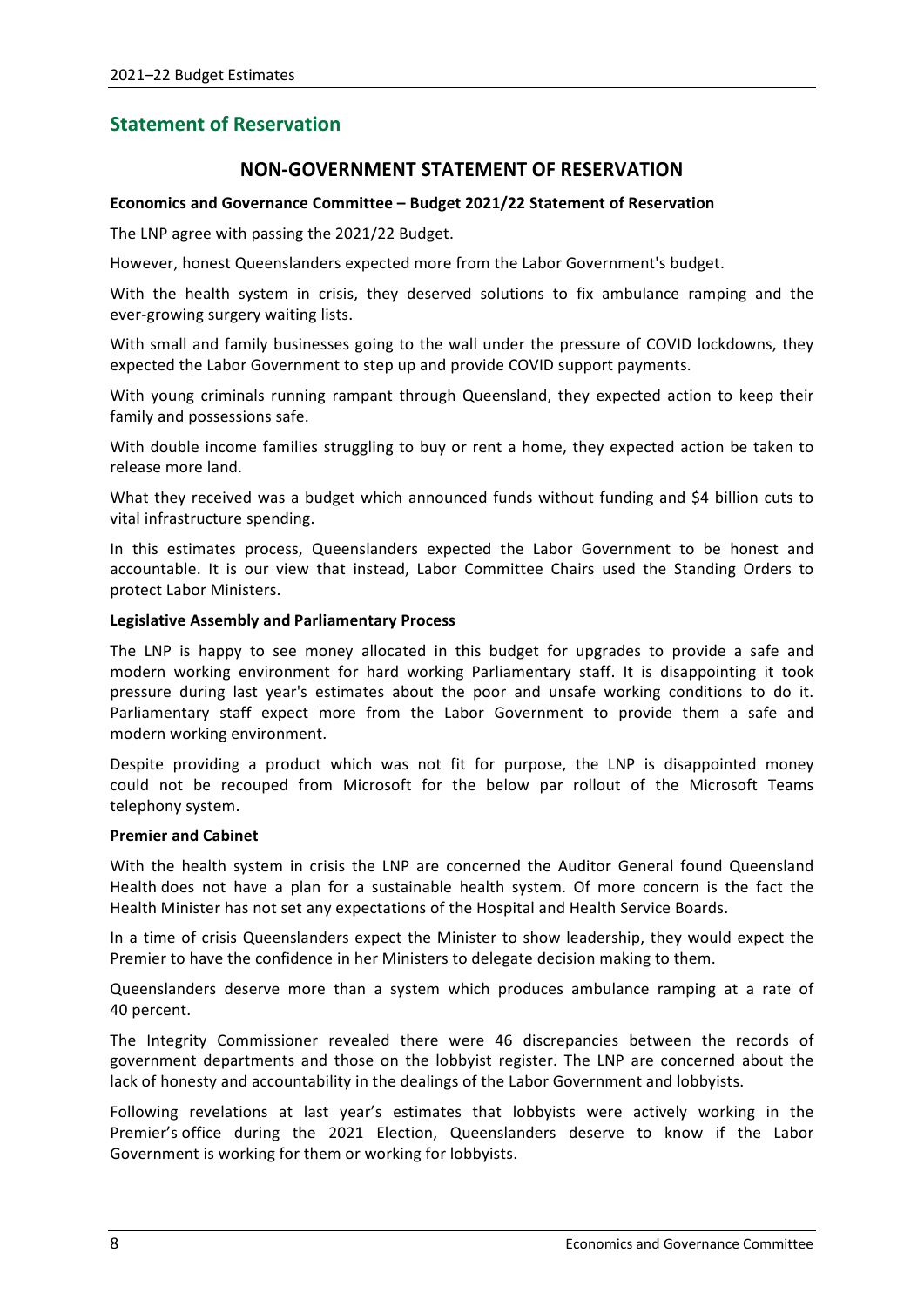## Statement of Reservation

### NON-GOVERNMENT STATEMENT OF RESERVATION

**Economics and Governance Committee – Budget 2021/22 Statement of Reservation**

The LNP agree with passing the 2021/22 Budget.

However, honest Queenslanders expected more from the Labor Government's budget.

With the health system in crisis, they deserved solutions to fix ambulance ramping and the ever-growing surgery waiting lists.

With small and family businesses going to the wall under the pressure of COVID lockdowns, they expected the Labor Government to step up and provide COVID support payments.

With young criminals running rampant through Queensland, they expected action to keep their family and possessions safe.

With double income families struggling to buy or rent a home, they expected action be taken to release more land.

What they received was a budget which announced funds without funding and $4 billion cuts to vital infrastructure spending.

In this estimates process, Queenslanders expected the Labor Government to be honest and accountable. It is our view that instead, Labor Committee Chairs used the Standing Orders to protect Labor Ministers.

**Legislative Assembly and Parliamentary Process**

The LNP is happy to see money allocated in this budget for upgrades to provide a safe and modern working environment for hard working Parliamentary staff. It is disappointing it took pressure during last year's estimates about the poor and unsafe working conditions to do it. Parliamentary staff expect more from the Labor Government to provide them a safe and modern working environment.

Despite providing a product which was not fit for purpose, the LNP is disappointed money could not be recouped from Microsoft for the below par rollout of the Microsoft Teams telephony system.

**Premier and Cabinet**

With the health system in crisis the LNP are concerned the Auditor General found Queensland Health does not have a plan for a sustainable health system. Of more concern is the fact the Health Minister has not set any expectations of the Hospital and Health Service Boards.

In a time of crisis Queenslanders expect the Minister to show leadership, they would expect the Premier to have the confidence in her Ministers to delegate decision making to them.

Queenslanders deserve more than a system which produces ambulance ramping at a rate of 40 percent.

The Integrity Commissioner revealed there were 46 discrepancies between the records of government departments and those on the lobbyist register. The LNP are concerned about the lack of honesty and accountability in the dealings of the Labor Government and lobbyists.

Following revelations at last year's estimates that lobbyists were actively working in the Premier's office during the 2021 Election, Queenslanders deserve to know if the Labor Government is working for them or working for lobbyists.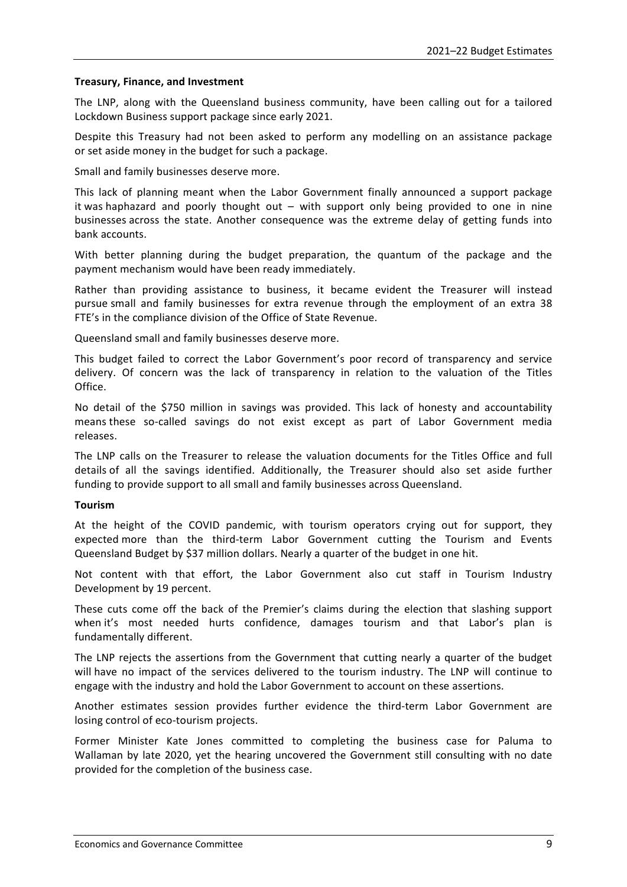**Treasury, Finance, and Investment**

The LNP, along with the Queensland business community, have been calling out for a tailored Lockdown Business support package since early 2021.

Despite this Treasury had not been asked to perform any modelling on an assistance package or set aside money in the budget for such a package.

Small and family businesses deserve more.

This lack of planning meant when the Labor Government finally announced a support package it was haphazard and poorly thought out – with support only being provided to one in nine businesses across the state. Another consequence was the extreme delay of getting funds into bank accounts.

With better planning during the budget preparation, the quantum of the package and the payment mechanism would have been ready immediately.

Rather than providing assistance to business, it became evident the Treasurer will instead pursue small and family businesses for extra revenue through the employment of an extra 38 FTE's in the compliance division of the Office of State Revenue.

Queensland small and family businesses deserve more.

This budget failed to correct the Labor Government's poor record of transparency and service delivery. Of concern was the lack of transparency in relation to the valuation of the Titles Office.

No detail of the $750 million in savings was provided. This lack of honesty and accountability means these so-called savings do not exist except as part of Labor Government media releases.

The LNP calls on the Treasurer to release the valuation documents for the Titles Office and full details of all the savings identified. Additionally, the Treasurer should also set aside further funding to provide support to all small and family businesses across Queensland.

**Tourism**

At the height of the COVID pandemic, with tourism operators crying out for support, they expected more than the third-term Labor Government cutting the Tourism and Events Queensland Budget by $37 million dollars. Nearly a quarter of the budget in one hit.

Not content with that effort, the Labor Government also cut staff in Tourism Industry Development by 19 percent.

These cuts come off the back of the Premier's claims during the election that slashing support when it's most needed hurts confidence, damages tourism and that Labor's plan is fundamentally different.

The LNP rejects the assertions from the Government that cutting nearly a quarter of the budget will have no impact of the services delivered to the tourism industry. The LNP will continue to engage with the industry and hold the Labor Government to account on these assertions.

Another estimates session provides further evidence the third-term Labor Government are losing control of eco-tourism projects.

Former Minister Kate Jones committed to completing the business case for Paluma to Wallaman by late 2020, yet the hearing uncovered the Government still consulting with no date provided for the completion of the business case.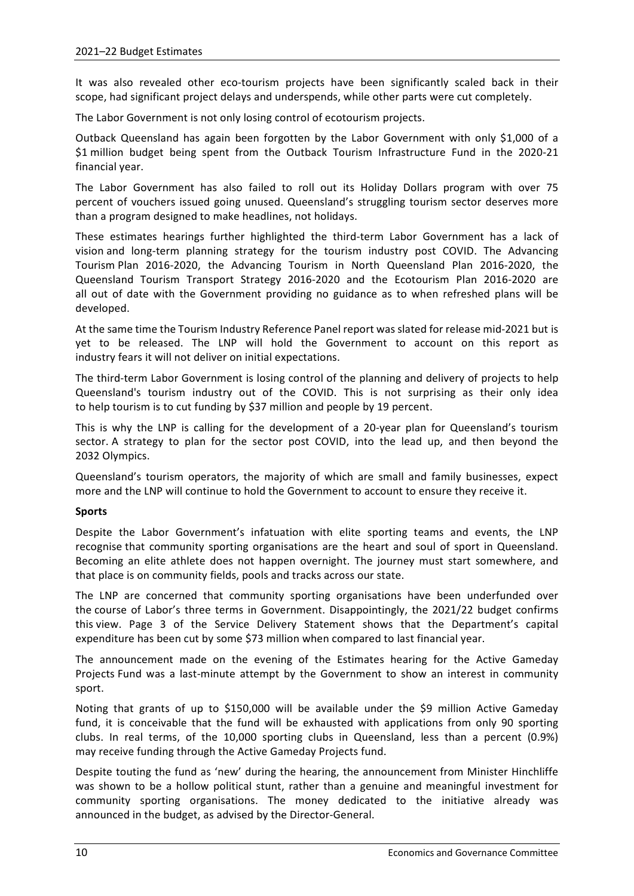It was also revealed other eco-tourism projects have been significantly scaled back in their scope, had significant project delays and underspends, while other parts were cut completely.

The Labor Government is not only losing control of ecotourism projects.

Outback Queensland has again been forgotten by the Labor Government with only $1,000 of a $1 million budget being spent from the Outback Tourism Infrastructure Fund in the 2020-21 financial year.

The Labor Government has also failed to roll out its Holiday Dollars program with over 75 percent of vouchers issued going unused. Queensland's struggling tourism sector deserves more than a program designed to make headlines, not holidays.

These estimates hearings further highlighted the third-term Labor Government has a lack of vision and long-term planning strategy for the tourism industry post COVID. The Advancing Tourism Plan 2016-2020, the Advancing Tourism in North Queensland Plan 2016-2020, the Queensland Tourism Transport Strategy 2016-2020 and the Ecotourism Plan 2016-2020 are all out of date with the Government providing no guidance as to when refreshed plans will be developed.

At the same time the Tourism Industry Reference Panel report was slated for release mid-2021 but is yet to be released. The LNP will hold the Government to account on this report as industry fears it will not deliver on initial expectations.

The third-term Labor Government is losing control of the planning and delivery of projects to help Queensland's tourism industry out of the COVID. This is not surprising as their only idea to help tourism is to cut funding by $37 million and people by 19 percent.

This is why the LNP is calling for the development of a 20-year plan for Queensland's tourism sector. A strategy to plan for the sector post COVID, into the lead up, and then beyond the 2032 Olympics.

Queensland's tourism operators, the majority of which are small and family businesses, expect more and the LNP will continue to hold the Government to account to ensure they receive it.

**Sports**

Despite the Labor Government's infatuation with elite sporting teams and events, the LNP recognise that community sporting organisations are the heart and soul of sport in Queensland. Becoming an elite athlete does not happen overnight. The journey must start somewhere, and that place is on community fields, pools and tracks across our state.

The LNP are concerned that community sporting organisations have been underfunded over the course of Labor's three terms in Government. Disappointingly, the 2021/22 budget confirms this view. Page 3 of the Service Delivery Statement shows that the Department's capital expenditure has been cut by some $73 million when compared to last financial year.

The announcement made on the evening of the Estimates hearing for the Active Gameday Projects Fund was a last-minute attempt by the Government to show an interest in community sport.

Noting that grants of up to $150,000 will be available under the $9 million Active Gameday fund, it is conceivable that the fund will be exhausted with applications from only 90 sporting clubs. In real terms, of the 10,000 sporting clubs in Queensland, less than a percent (0.9%) may receive funding through the Active Gameday Projects fund.

Despite touting the fund as 'new' during the hearing, the announcement from Minister Hinchliffe was shown to be a hollow political stunt, rather than a genuine and meaningful investment for community sporting organisations. The money dedicated to the initiative already was announced in the budget, as advised by the Director-General.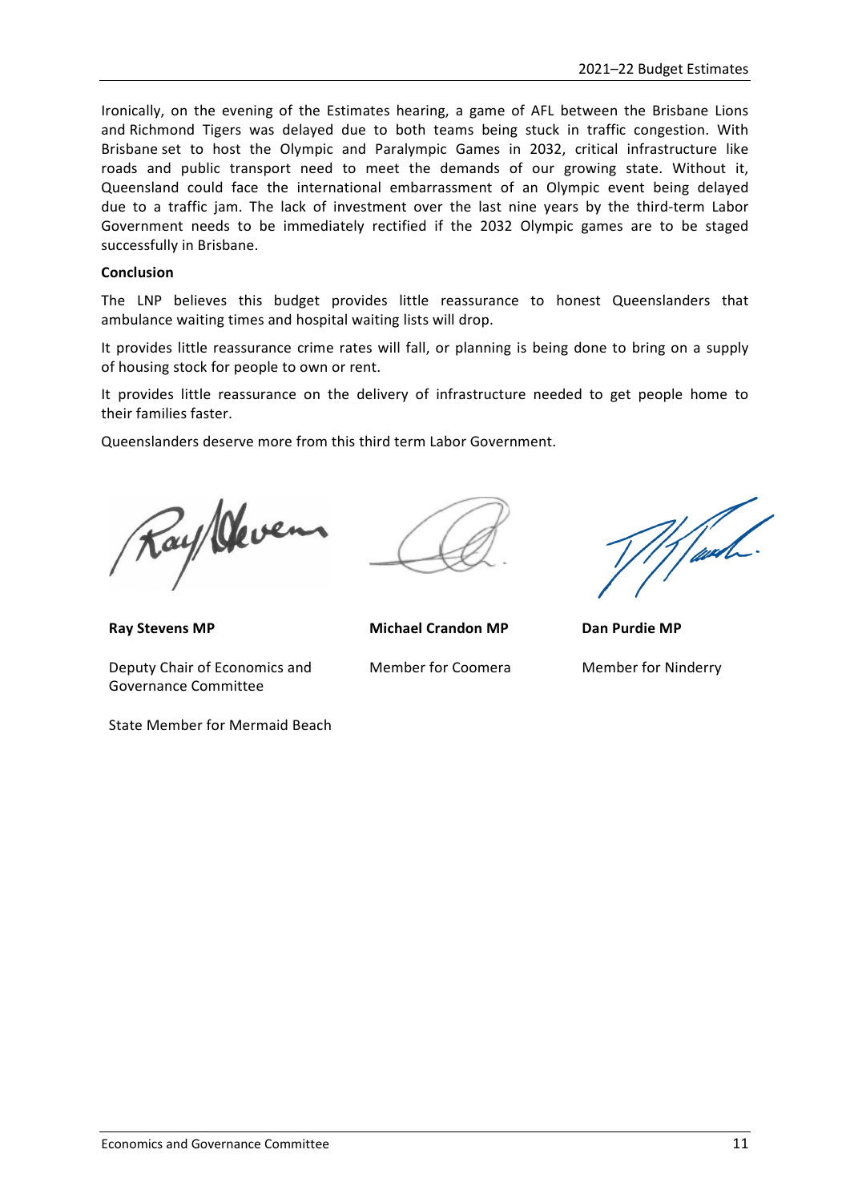Ironically, on the evening of the Estimates hearing, a game of AFL between the Brisbane Lions and Richmond Tigers was delayed due to both teams being stuck in traffic congestion. With Brisbane set to host the Olympic and Paralympic Games in 2032, critical infrastructure like roads and public transport need to meet the demands of our growing state. Without it, Queensland could face the international embarrassment of an Olympic event being delayed due to a traffic jam. The lack of investment over the last nine years by the third-term Labor Government needs to be immediately rectified if the 2032 Olympic games are to be staged successfully in Brisbane.

**Conclusion**

The LNP believes this budget provides little reassurance to honest Queenslanders that ambulance waiting times and hospital waiting lists will drop.

It provides little reassurance crime rates will fall, or planning is being done to bring on a supply of housing stock for people to own or rent.

It provides little reassurance on the delivery of infrastructure needed to get people home to their families faster.

Queenslanders deserve more from this third term Labor Government.

**Ray Stevens MP**

Deputy Chair of Economics and Governance Committee

State Member for Mermaid Beach

**Michael Crandon MP**

Member for Coomera

**Dan Purdie MP**

Member for Ninderry